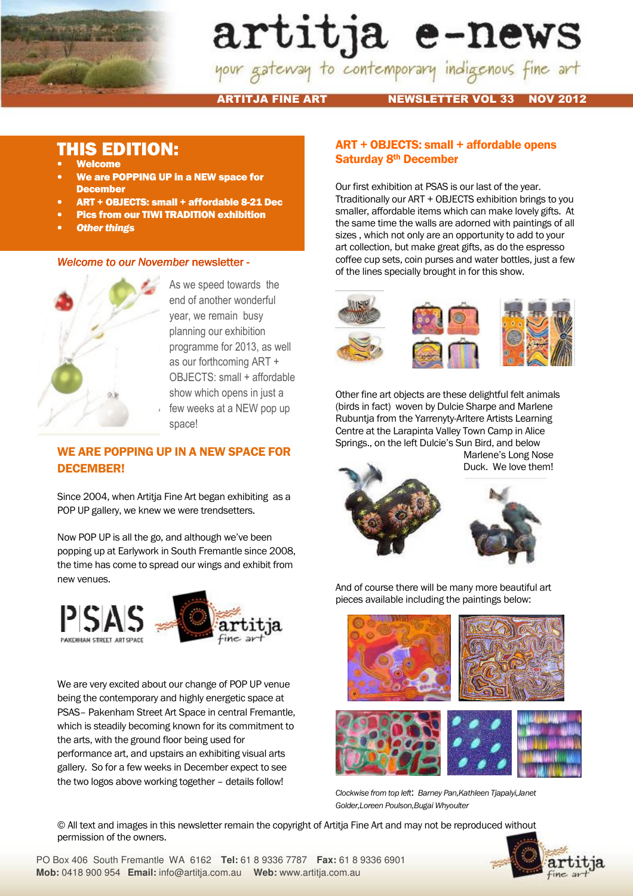# artitja e-news

*your gateway to contemporary indigenous fine art*

**ARTITJA FINE ART** **NEWSLETTER VOL 33 NOV 2012**

## THIS EDITION:

- **Welcome**
- **We are POPPING UP in a NEW space for December**
- **ART + OBJECTS: small + affordable 8-21 Dec**
- **Pics from our TIWI TRADITION exhibition**
- ***Other things***

*Welcome to our November* newsletter -

As we speed towards the end of another wonderful year, we remain busy planning our exhibition programme for 2013, as well as our forthcoming ART + OBJECTS: small + affordable show which opens in just a few weeks at a NEW pop up space!

## WE ARE POPPING UP IN A NEW SPACE FOR DECEMBER!

Since 2004, when Artitja Fine Art began exhibiting as a POP UP gallery, we knew we were trendsetters.

Now POP UP is all the go, and although we've been popping up at Earlywork in South Fremantle since 2008, the time has come to spread our wings and exhibit from new venues.

PSAS PAKENHAM STREET ART SPACE

artitja fine art

We are very excited about our change of POP UP venue being the contemporary and highly energetic space at PSAS– Pakenham Street Art Space in central Fremantle, which is steadily becoming known for its commitment to the arts, with the ground floor being used for performance art, and upstairs an exhibiting visual arts gallery. So for a few weeks in December expect to see the two logos above working together – details follow!

## ART + OBJECTS: small + affordable opens Saturday 8th December

Our first exhibition at PSAS is our last of the year. Ttraditionally our ART + OBJECTS exhibition brings to you smaller, affordable items which can make lovely gifts. At the same time the walls are adorned with paintings of all sizes , which not only are an opportunity to add to your art collection, but make great gifts, as do the espresso coffee cup sets, coin purses and water bottles, just a few of the lines specially brought in for this show.

Other fine art objects are these delightful felt animals (birds in fact) woven by Dulcie Sharpe and Marlene Rubuntja from the Yarrenyty-Arltere Artists Learning Centre at the Larapinta Valley Town Camp in Alice Springs., on the left Dulcie's Sun Bird, and below Marlene's Long Nose Duck. We love them!

And of course there will be many more beautiful art pieces available including the paintings below:

*Clockwise from top left*: *Barney Pan,Kathleen Tjapalyi,Janet Golder,Loreen Poulson,Bugai Whyoulter*

© All text and images in this newsletter remain the copyright of Artitja Fine Art and may not be reproduced without permission of the owners.

PO Box 406 South Fremantle WA 6162 **Tel:** 61 8 9336 7787 **Fax:** 61 8 9336 6901
**Mob:** 0418 900 954 **Email:** info@artitja.com.au **Web:** www.artitja.com.au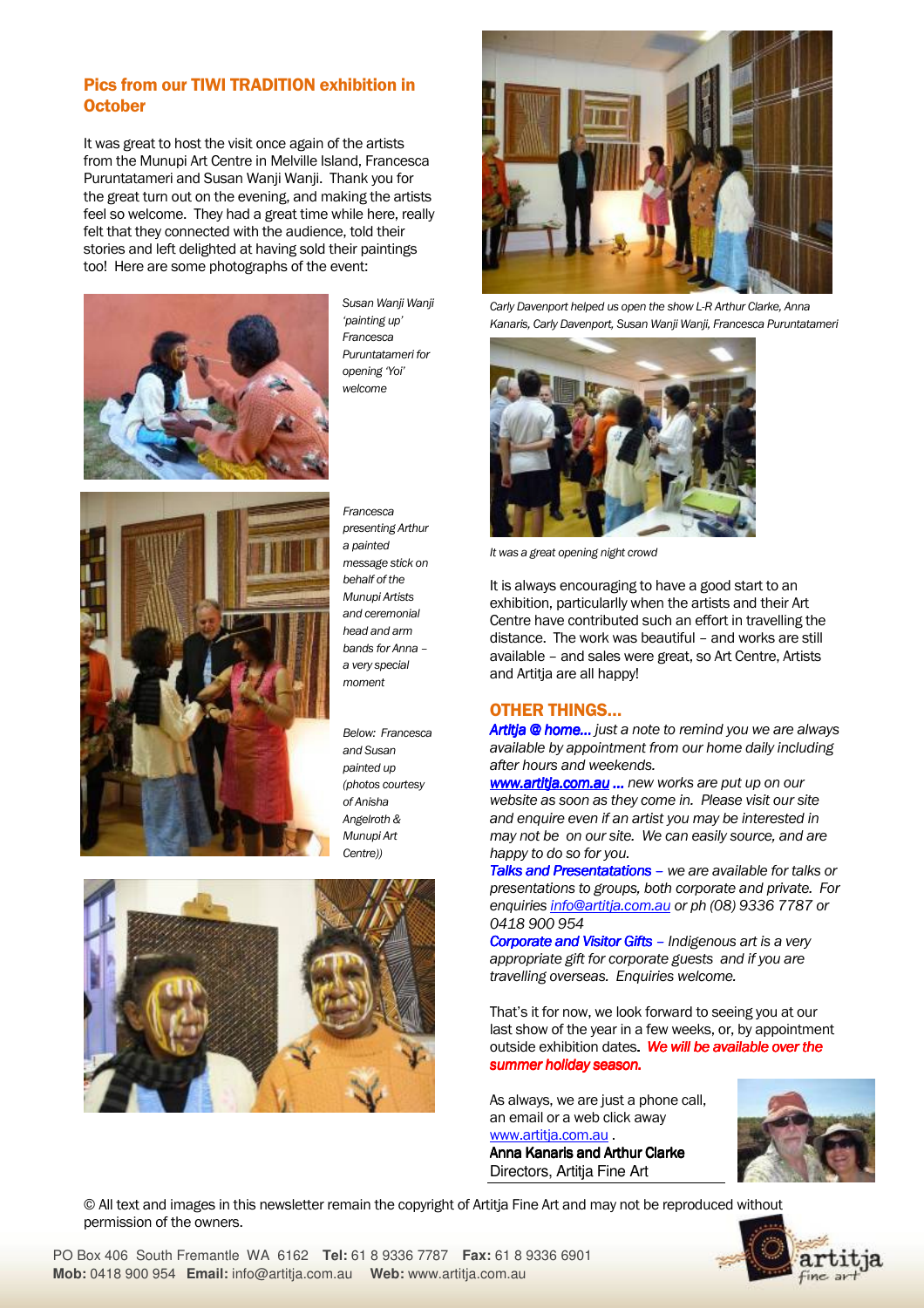## Pics from our TIWI TRADITION exhibition in October

It was great to host the visit once again of the artists from the Munupi Art Centre in Melville Island, Francesca Puruntatameri and Susan Wanji Wanji. Thank you for the great turn out on the evening, and making the artists feel so welcome. They had a great time while here, really felt that they connected with the audience, told their stories and left delighted at having sold their paintings too! Here are some photographs of the event:

*Susan Wanji Wanji 'painting up' Francesca Puruntatameri for opening 'Yoi' welcome*

*Francesca presenting Arthur a painted message stick on behalf of the Munupi Artists and ceremonial head and arm bands for Anna – a very special moment*

*Below: Francesca and Susan painted up (photos courtesy of Anisha Angelroth & Munupi Art Centre))*

*Carly Davenport helped us open the show L-R Arthur Clarke, Anna Kanaris, Carly Davenport, Susan Wanji Wanji, Francesca Puruntatameri*

*It was a great opening night crowd*

It is always encouraging to have a good start to an exhibition, particularlly when the artists and their Art Centre have contributed such an effort in travelling the distance. The work was beautiful – and works are still available – and sales were great, so Art Centre, Artists and Artitja are all happy!

## OTHER THINGS...

***Artitja @ home...*** *just a note to remind you we are always available by appointment from our home daily including after hours and weekends.*

***www.artitja.com.au ...*** *new works are put up on our website as soon as they come in. Please visit our site and enquire even if an artist you may be interested in may not be on our site. We can easily source, and are happy to do so for you.*

***Talks and Presentatations*** *– we are available for talks or presentations to groups, both corporate and private. For enquiries info@artitja.com.au or ph (08) 9336 7787 or 0418 900 954*

***Corporate and Visitor Gifts*** *– Indigenous art is a very appropriate gift for corporate guests and if you are travelling overseas. Enquiries welcome.*

That's it for now, we look forward to seeing you at our last show of the year in a few weeks, or, by appointment outside exhibition dates. ***We will be available over the summer holiday season.***

As always, we are just a phone call, an email or a web click away www.artitja.com.au .

**Anna Kanaris and Arthur Clarke**
Directors, Artitja Fine Art

© All text and images in this newsletter remain the copyright of Artitja Fine Art and may not be reproduced without permission of the owners.

PO Box 406 South Fremantle WA 6162 **Tel:** 61 8 9336 7787 **Fax:** 61 8 9336 6901
**Mob:** 0418 900 954 **Email:** info@artitja.com.au **Web:** www.artitja.com.au